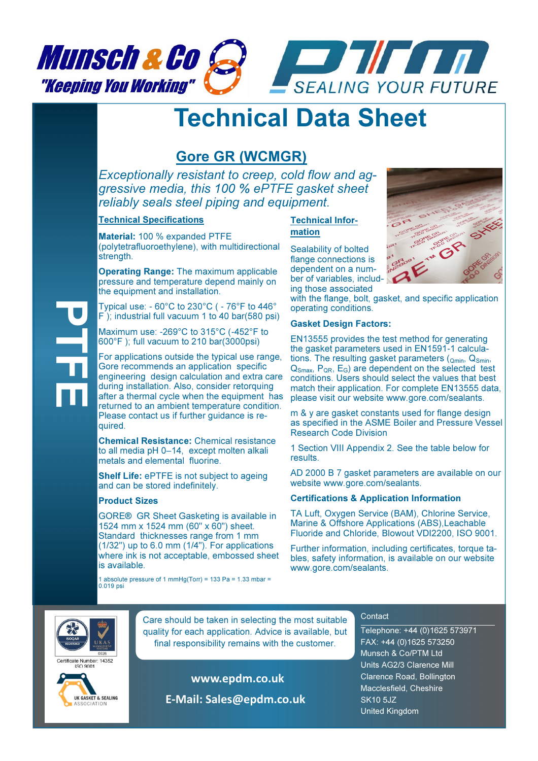Munsch & Co "Keeping You Working"

PTM SEALING YOUR FUTURE

# Technical Data Sheet

## Gore GR (WCMGR)

*Exceptionally resistant to creep, cold flow and aggressive media, this 100 % ePTFE gasket sheet reliably seals steel piping and equipment.*

PTFE

### Technical Specifications

**Material:** 100 % expanded PTFE (polytetrafluoroethylene), with multidirectional strength.

**Operating Range:** The maximum applicable pressure and temperature depend mainly on the equipment and installation.

Typical use: - 60°C to 230°C ( - 76°F to 446° F ); industrial full vacuum 1 to 40 bar(580 psi)

Maximum use: -269°C to 315°C (-452°F to 600°F ); full vacuum to 210 bar(3000psi)

For applications outside the typical use range, Gore recommends an application specific engineering design calculation and extra care during installation. Also, consider retorquing after a thermal cycle when the equipment has returned to an ambient temperature condition. Please contact us if further guidance is required.

**Chemical Resistance:** Chemical resistance to all media pH 0–14, except molten alkali metals and elemental fluorine.

**Shelf Life:** ePTFE is not subject to ageing and can be stored indefinitely.

**Product Sizes**

GORE® GR Sheet Gasketing is available in 1524 mm x 1524 mm (60" x 60") sheet. Standard thicknesses range from 1 mm (1/32") up to 6.0 mm (1/4"). For applications where ink is not acceptable, embossed sheet is available.

1 absolute pressure of 1 mmHg(Torr) = 133 Pa = 1.33 mbar = 0.019 psi

### Technical Information

Sealability of bolted flange connections is dependent on a number of variables, including those associated with the flange, bolt, gasket, and specific application operating conditions.

**Gasket Design Factors:**

EN13555 provides the test method for generating the gasket parameters used in EN1591-1 calculations. The resulting gasket parameters ($Q_{min}$, $Q_{Smin}$, $Q_{Smax}$, $P_{QR}$, $E_G$) are dependent on the selected test conditions. Users should select the values that best match their application. For complete EN13555 data, please visit our website www.gore.com/sealants.

m & y are gasket constants used for flange design as specified in the ASME Boiler and Pressure Vessel Research Code Division

1 Section VIII Appendix 2. See the table below for results.

AD 2000 B 7 gasket parameters are available on our website www.gore.com/sealants.

**Certifications & Application Information**

TA Luft, Oxygen Service (BAM), Chlorine Service, Marine & Offshore Applications (ABS),Leachable Fluoride and Chloride, Blowout VDI2200, ISO 9001.

Further information, including certificates, torque tables, safety information, is available on our website www.gore.com/sealants.

Certificate Number: 14352 ISO 9001

UK GASKET & SEALING ASSOCIATION

Care should be taken in selecting the most suitable quality for each application. Advice is available, but final responsibility remains with the customer.

**www.epdm.co.uk**

**E-Mail: Sales@epdm.co.uk**

Contact

Telephone: +44 (0)1625 573971
FAX: +44 (0)1625 573250
Munsch & Co/PTM Ltd
Units AG2/3 Clarence Mill
Clarence Road, Bollington
Macclesfield, Cheshire
SK10 5JZ
United Kingdom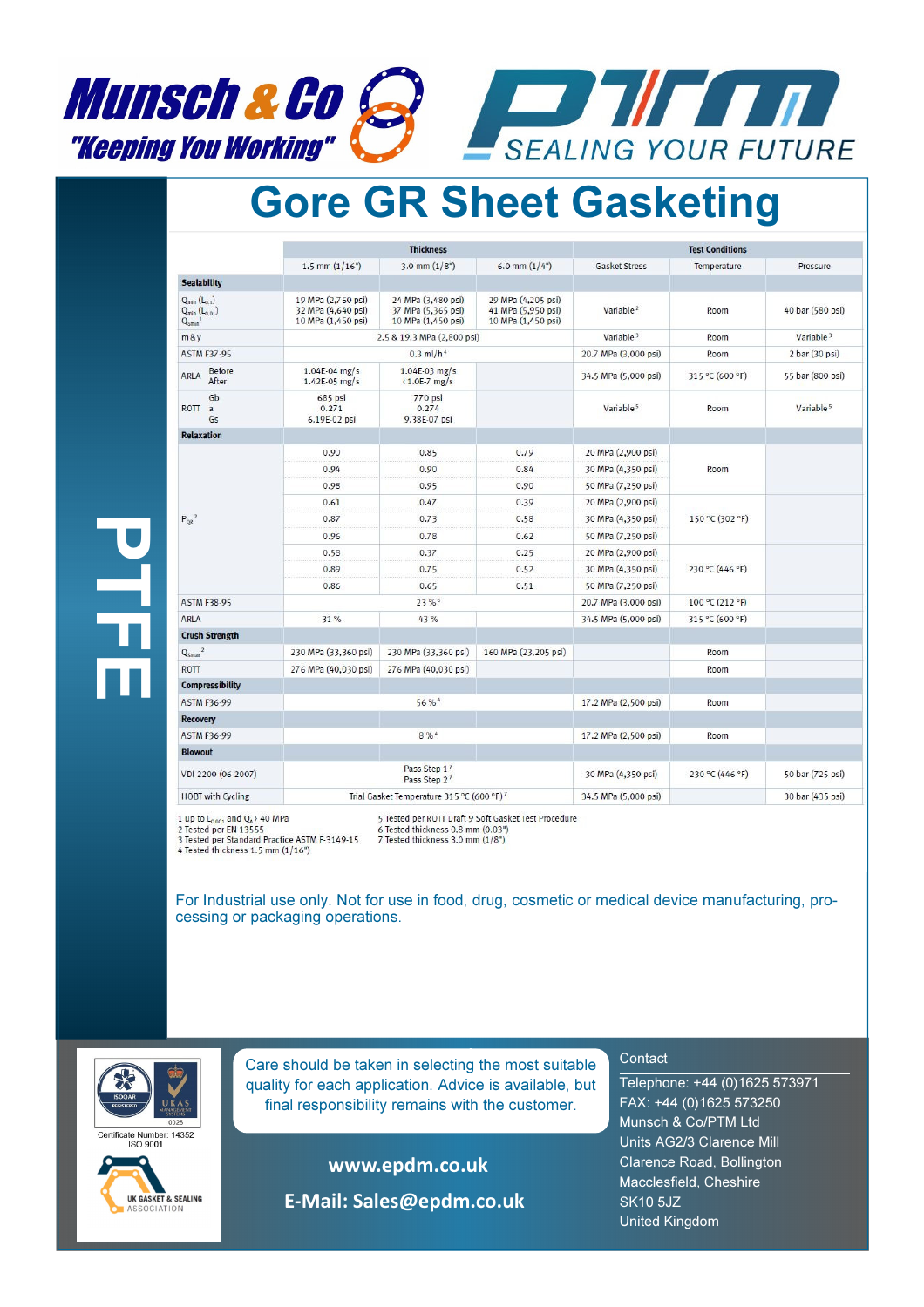Munsch & Co "Keeping You Working"

PTM SEALING YOUR FUTURE

# Gore GR Sheet Gasketing

PTFE

| | Thickness | | | Test Conditions | | |
|---|---|---|---|---|---|---|
| | 1.5 mm (1/16") | 3.0 mm (1/8") | 6.0 mm (1/4") | Gasket Stress | Temperature | Pressure |
| **Sealability** | | | | | | |
| $Q_{min}$ ($L_{0.1}$)<br>$Q_{min}$ ($L_{0.01}$)<br>$Q_{Smin}$[1] | 19 MPa (2,760 psi)<br>32 MPa (4,640 psi)<br>10 MPa (1,450 psi) | 24 MPa (3,480 psi)<br>37 MPa (5,365 psi)<br>10 MPa (1,450 psi) | 29 MPa (4,205 psi)<br>41 MPa (5,950 psi)<br>10 MPa (1,450 psi) | Variable[2] | Room | 40 bar (580 psi) |
| m & y | 2.5 & 19.3 MPa (2,800 psi) | | | Variable[3] | Room | Variable[3] |
| ASTM F37-95 | 0.3 ml/h[4] | | | 20.7 MPa (3,000 psi) | Room | 2 bar (30 psi) |
| ARLA Before / After | 1.04E-04 mg/s<br>1.42E-05 mg/s | 1.04E-03 mg/s<br>‹1.0E-7 mg/s | | 34.5 MPa (5,000 psi) | 315 °C (600 °F) | 55 bar (800 psi) |
| ROTT Gb / a / Gs | 685 psi<br>0.271<br>6.19E-02 psi | 770 psi<br>0.274<br>9.38E-07 psi | | Variable[5] | Room | Variable[5] |
| **Relaxation** | | | | | | |
| $P_{QR}$[2] | 0.90 | 0.85 | 0.79 | 20 MPa (2,900 psi) | Room | |
| | 0.94 | 0.90 | 0.84 | 30 MPa (4,350 psi) | Room | |
| | 0.98 | 0.95 | 0.90 | 50 MPa (7,250 psi) | Room | |
| | 0.61 | 0.47 | 0.39 | 20 MPa (2,900 psi) | 150 °C (302 °F) | |
| | 0.87 | 0.73 | 0.58 | 30 MPa (4,350 psi) | 150 °C (302 °F) | |
| | 0.96 | 0.78 | 0.62 | 50 MPa (7,250 psi) | 150 °C (302 °F) | |
| | 0.58 | 0.37 | 0.25 | 20 MPa (2,900 psi) | 230 °C (446 °F) | |
| | 0.89 | 0.75 | 0.52 | 30 MPa (4,350 psi) | 230 °C (446 °F) | |
| | 0.86 | 0.65 | 0.51 | 50 MPa (7,250 psi) | 230 °C (446 °F) | |
| ASTM F38-95 | 23 %[6] | | | 20.7 MPa (3,000 psi) | 100 °C (212 °F) | |
| ARLA | 31 % | 43 % | | 34.5 MPa (5,000 psi) | 315 °C (600 °F) | |
| **Crush Strength** | | | | | | |
| $Q_{Smax}$[2] | 230 MPa (33,360 psi) | 230 MPa (33,360 psi) | 160 MPa (23,205 psi) | | Room | |
| ROTT | 276 MPa (40,030 psi) | 276 MPa (40,030 psi) | | | Room | |
| **Compressibility** | | | | | | |
| ASTM F36-99 | 56 %[4] | | | 17.2 MPa (2,500 psi) | Room | |
| **Recovery** | | | | | | |
| ASTM F36-99 | 8 %[4] | | | 17.2 MPa (2,500 psi) | Room | |
| **Blowout** | | | | | | |
| VDI 2200 (06-2007) | Pass Step 1[7]<br>Pass Step 2[7] | | | 30 MPa (4,350 psi) | 230 °C (446 °F) | 50 bar (725 psi) |
| HOBT with Cycling | Trial Gasket Temperature 315 °C (600 °F)[7] | | | 34.5 MPa (5,000 psi) | | 30 bar (435 psi) |

1 up to $L_{0.001}$ and $Q_A$ › 40 MPa
2 Tested per EN 13555
3 Tested per Standard Practice ASTM F-3149-15
4 Tested thickness 1.5 mm (1/16")
5 Tested per ROTT Draft 9 Soft Gasket Test Procedure
6 Tested thickness 0.8 mm (0.03")
7 Tested thickness 3.0 mm (1/8")

For Industrial use only. Not for use in food, drug, cosmetic or medical device manufacturing, processing or packaging operations.

Certificate Number: 14352
ISO 9001

UK GASKET & SEALING ASSOCIATION

Care should be taken in selecting the most suitable quality for each application. Advice is available, but final responsibility remains with the customer.

www.epdm.co.uk

E-Mail: Sales@epdm.co.uk

Contact

Telephone: +44 (0)1625 573971
FAX: +44 (0)1625 573250
Munsch & Co/PTM Ltd
Units AG2/3 Clarence Mill
Clarence Road, Bollington
Macclesfield, Cheshire
SK10 5JZ
United Kingdom